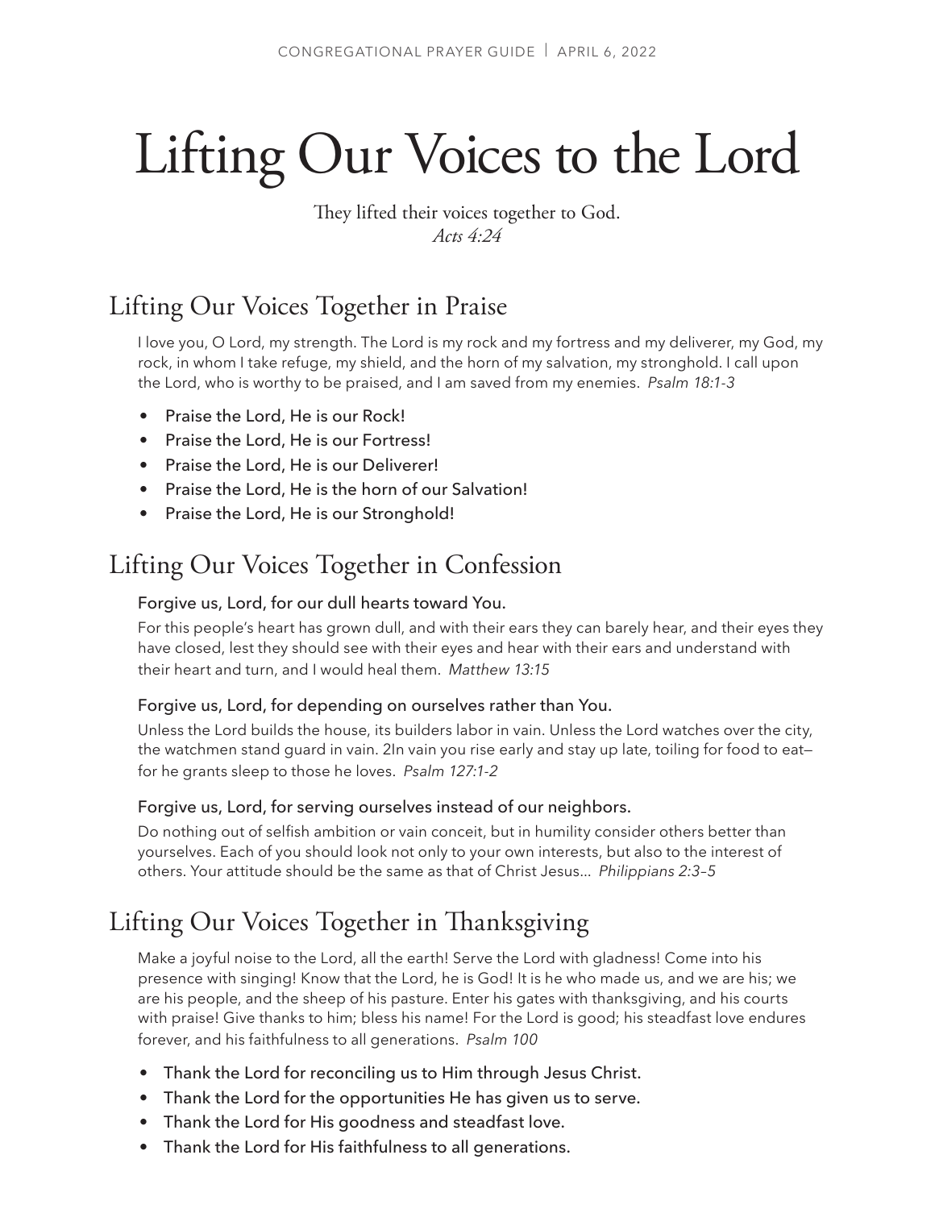# Lifting Our Voices to the Lord

They lifted their voices together to God.
*Acts 4:24*

## Lifting Our Voices Together in Praise

I love you, O Lord, my strength. The Lord is my rock and my fortress and my deliverer, my God, my rock, in whom I take refuge, my shield, and the horn of my salvation, my stronghold. I call upon the Lord, who is worthy to be praised, and I am saved from my enemies. *Psalm 18:1-3*

- Praise the Lord, He is our Rock!
- Praise the Lord, He is our Fortress!
- Praise the Lord, He is our Deliverer!
- Praise the Lord, He is the horn of our Salvation!
- Praise the Lord, He is our Stronghold!

## Lifting Our Voices Together in Confession

### Forgive us, Lord, for our dull hearts toward You.

For this people's heart has grown dull, and with their ears they can barely hear, and their eyes they have closed, lest they should see with their eyes and hear with their ears and understand with their heart and turn, and I would heal them. *Matthew 13:15*

### Forgive us, Lord, for depending on ourselves rather than You.

Unless the Lord builds the house, its builders labor in vain. Unless the Lord watches over the city, the watchmen stand guard in vain. 2In vain you rise early and stay up late, toiling for food to eat—for he grants sleep to those he loves. *Psalm 127:1-2*

### Forgive us, Lord, for serving ourselves instead of our neighbors.

Do nothing out of selfish ambition or vain conceit, but in humility consider others better than yourselves. Each of you should look not only to your own interests, but also to the interest of others. Your attitude should be the same as that of Christ Jesus... *Philippians 2:3–5*

## Lifting Our Voices Together in Thanksgiving

Make a joyful noise to the Lord, all the earth! Serve the Lord with gladness! Come into his presence with singing! Know that the Lord, he is God! It is he who made us, and we are his; we are his people, and the sheep of his pasture. Enter his gates with thanksgiving, and his courts with praise! Give thanks to him; bless his name! For the Lord is good; his steadfast love endures forever, and his faithfulness to all generations. *Psalm 100*

- Thank the Lord for reconciling us to Him through Jesus Christ.
- Thank the Lord for the opportunities He has given us to serve.
- Thank the Lord for His goodness and steadfast love.
- Thank the Lord for His faithfulness to all generations.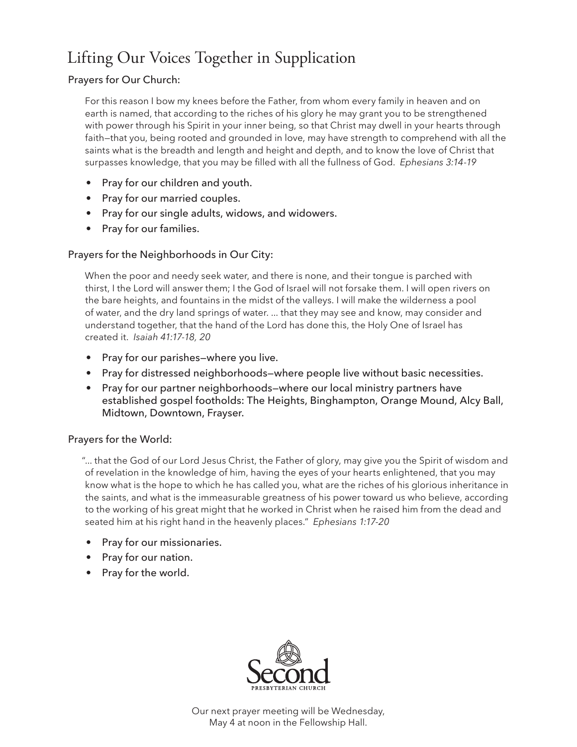# Lifting Our Voices Together in Supplication

## Prayers for Our Church:

For this reason I bow my knees before the Father, from whom every family in heaven and on earth is named, that according to the riches of his glory he may grant you to be strengthened with power through his Spirit in your inner being, so that Christ may dwell in your hearts through faith—that you, being rooted and grounded in love, may have strength to comprehend with all the saints what is the breadth and length and height and depth, and to know the love of Christ that surpasses knowledge, that you may be filled with all the fullness of God. *Ephesians 3:14-19*

- Pray for our children and youth.
- Pray for our married couples.
- Pray for our single adults, widows, and widowers.
- Pray for our families.

## Prayers for the Neighborhoods in Our City:

When the poor and needy seek water, and there is none, and their tongue is parched with thirst, I the Lord will answer them; I the God of Israel will not forsake them. I will open rivers on the bare heights, and fountains in the midst of the valleys. I will make the wilderness a pool of water, and the dry land springs of water. ... that they may see and know, may consider and understand together, that the hand of the Lord has done this, the Holy One of Israel has created it. *Isaiah 41:17-18, 20*

- Pray for our parishes—where you live.
- Pray for distressed neighborhoods—where people live without basic necessities.
- Pray for our partner neighborhoods—where our local ministry partners have established gospel footholds: The Heights, Binghampton, Orange Mound, Alcy Ball, Midtown, Downtown, Frayser.

## Prayers for the World:

"... that the God of our Lord Jesus Christ, the Father of glory, may give you the Spirit of wisdom and of revelation in the knowledge of him, having the eyes of your hearts enlightened, that you may know what is the hope to which he has called you, what are the riches of his glorious inheritance in the saints, and what is the immeasurable greatness of his power toward us who believe, according to the working of his great might that he worked in Christ when he raised him from the dead and seated him at his right hand in the heavenly places." *Ephesians 1:17-20*

- Pray for our missionaries.
- Pray for our nation.
- Pray for the world.

Second
PRESBYTERIAN CHURCH

Our next prayer meeting will be Wednesday, May 4 at noon in the Fellowship Hall.